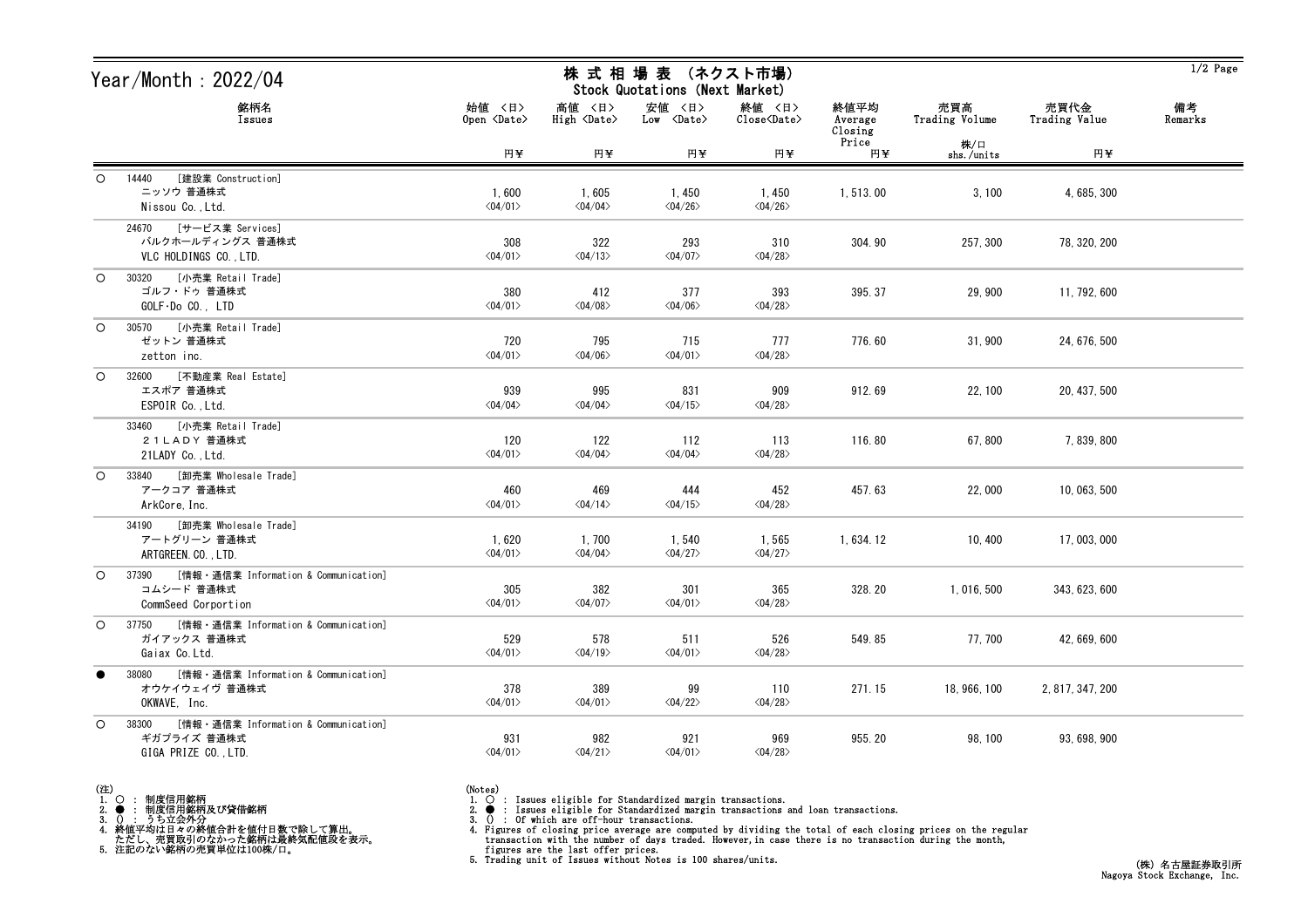# Year/Month : 2022/04

## 株 式 相 場 表 （ネクスト市場）
Stock Quotations (Next Market)

| | 銘柄名 Issues | 始値 〈日〉 Open 〈Date〉 円¥ | 高値 〈日〉 High 〈Date〉 円¥ | 安値 〈日〉 Low 〈Date〉 円¥ | 終値 〈日〉 Close〈Date〉 円¥ | 終値平均 Average Closing Price 円¥ | 売買高 Trading Volume 株/口 shs./units | 売買代金 Trading Value 円¥ | 備考 Remarks |
|---|---|---|---|---|---|---|---|---|---|
| ○ | 14440 [建設業 Construction] ニッソウ 普通株式 Nissou Co.,Ltd. | 1,600 〈04/01〉 | 1,605 〈04/04〉 | 1,450 〈04/26〉 | 1,450 〈04/26〉 | 1,513.00 | 3,100 | 4,685,300 | |
| | 24670 [サービス業 Services] バルクホールディングス 普通株式 VLC HOLDINGS CO.,LTD. | 308 〈04/01〉 | 322 〈04/13〉 | 293 〈04/07〉 | 310 〈04/28〉 | 304.90 | 257,300 | 78,320,200 | |
| ○ | 30320 [小売業 Retail Trade] ゴルフ・ドゥ 普通株式 GOLF･Do CO., LTD | 380 〈04/01〉 | 412 〈04/08〉 | 377 〈04/06〉 | 393 〈04/28〉 | 395.37 | 29,900 | 11,792,600 | |
| ○ | 30570 [小売業 Retail Trade] ゼットン 普通株式 zetton inc. | 720 〈04/01〉 | 795 〈04/06〉 | 715 〈04/01〉 | 777 〈04/28〉 | 776.60 | 31,900 | 24,676,500 | |
| ○ | 32600 [不動産業 Real Estate] エスポア 普通株式 ESPOIR Co.,Ltd. | 939 〈04/04〉 | 995 〈04/04〉 | 831 〈04/15〉 | 909 〈04/28〉 | 912.69 | 22,100 | 20,437,500 | |
| | 33460 [小売業 Retail Trade] ２１ＬＡＤＹ 普通株式 21LADY Co.,Ltd. | 120 〈04/01〉 | 122 〈04/04〉 | 112 〈04/04〉 | 113 〈04/28〉 | 116.80 | 67,800 | 7,839,800 | |
| ○ | 33840 [卸売業 Wholesale Trade] アークコア 普通株式 ArkCore,Inc. | 460 〈04/01〉 | 469 〈04/14〉 | 444 〈04/15〉 | 452 〈04/28〉 | 457.63 | 22,000 | 10,063,500 | |
| | 34190 [卸売業 Wholesale Trade] アートグリーン 普通株式 ARTGREEN.CO.,LTD. | 1,620 〈04/01〉 | 1,700 〈04/04〉 | 1,540 〈04/27〉 | 1,565 〈04/27〉 | 1,634.12 | 10,400 | 17,003,000 | |
| ○ | 37390 [情報・通信業 Information & Communication] コムシード 普通株式 CommSeed Corportion | 305 〈04/01〉 | 382 〈04/07〉 | 301 〈04/01〉 | 365 〈04/28〉 | 328.20 | 1,016,500 | 343,623,600 | |
| ○ | 37750 [情報・通信業 Information & Communication] ガイアックス 普通株式 Gaiax Co.Ltd. | 529 〈04/01〉 | 578 〈04/19〉 | 511 〈04/01〉 | 526 〈04/28〉 | 549.85 | 77,700 | 42,669,600 | |
| ● | 38080 [情報・通信業 Information & Communication] オウケイウェイヴ 普通株式 OKWAVE, Inc. | 378 〈04/01〉 | 389 〈04/01〉 | 99 〈04/22〉 | 110 〈04/28〉 | 271.15 | 18,966,100 | 2,817,347,200 | |
| ○ | 38300 [情報・通信業 Information & Communication] ギガプライズ 普通株式 GIGA PRIZE CO.,LTD. | 931 〈04/01〉 | 982 〈04/21〉 | 921 〈04/01〉 | 969 〈04/28〉 | 955.20 | 98,100 | 93,698,900 | |

(注)
1. ○ ： 制度信用銘柄
2. ● ： 制度信用銘柄及び貸借銘柄
3. () ： うち立会外分
4. 終値平均は日々の終値合計を値付日数で除して算出。
   ただし、売買取引のなかった銘柄は最終気配値段を表示。
5. 注記のない銘柄の売買単位は100株/口。

(Notes)
1. ○ : Issues eligible for Standardized margin transactions.
2. ● : Issues eligible for Standardized margin transactions and loan transactions.
3. () : Of which are off-hour transactions.
4. Figures of closing price average are computed by dividing the total of each closing prices on the regular transaction with the number of days traded. However,in case there is no transaction during the month, figures are the last offer prices.
5. Trading unit of Issues without Notes is 100 shares/units.

(株) 名古屋証券取引所
Nagoya Stock Exchange, Inc.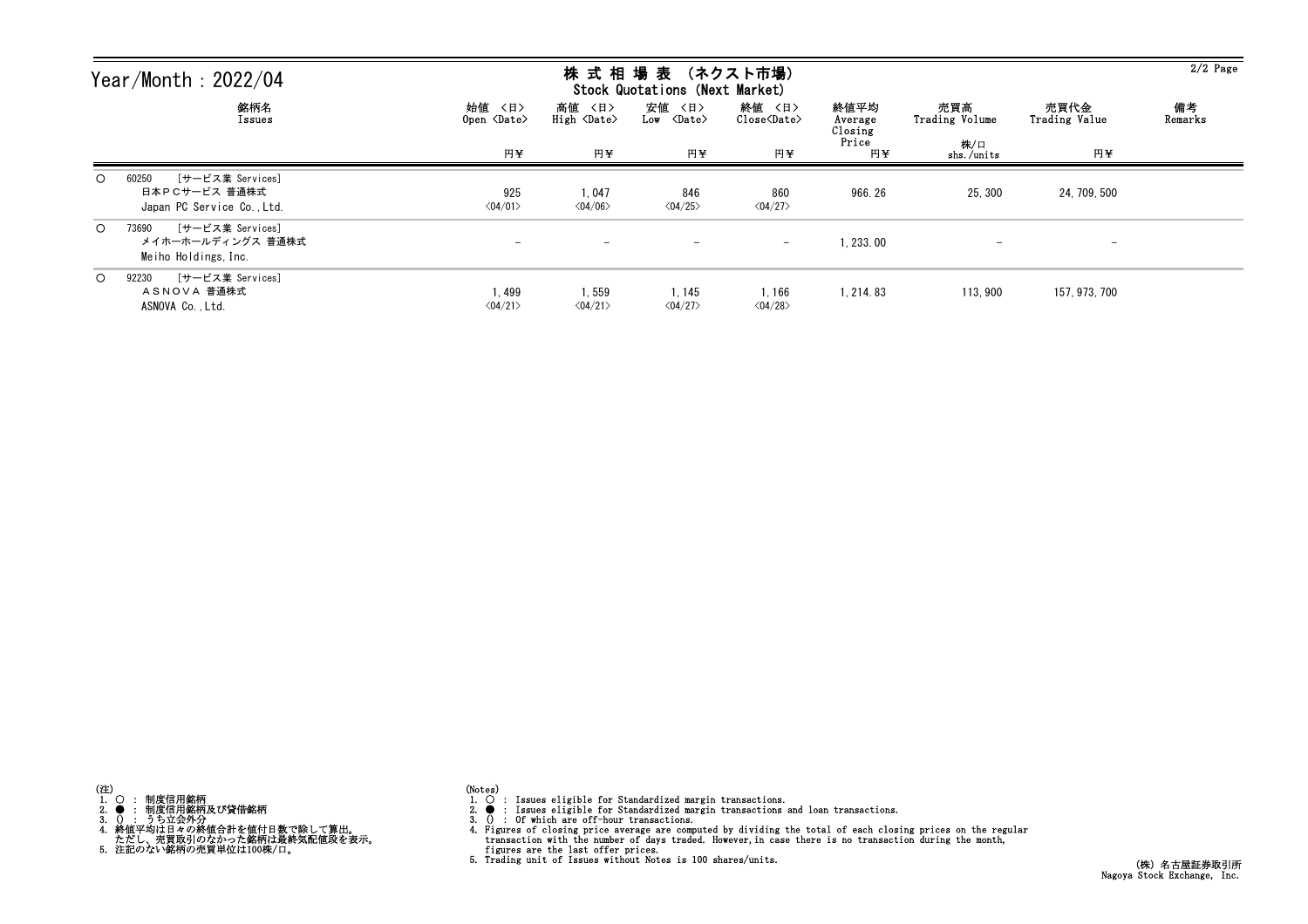# Year/Month : 2022/04

## 株 式 相 場 表 （ネクスト市場）
Stock Quotations (Next Market)

| | 銘柄名 Issues | 始値 <日> Open <Date> 円¥ | 高値 <日> High <Date> 円¥ | 安値 <日> Low <Date> 円¥ | 終値 <日> Close<Date> 円¥ | 終値平均 Average Closing Price 円¥ | 売買高 Trading Volume 株/口 shs./units | 売買代金 Trading Value 円¥ | 備考 Remarks |
|---|---|---|---|---|---|---|---|---|---|
| ○ | 60250 [サービス業 Services] 日本ＰＣサービス 普通株式 Japan PC Service Co.,Ltd. | 925 <04/01> | 1,047 <04/06> | 846 <04/25> | 860 <04/27> | 966.26 | 25,300 | 24,709,500 | |
| ○ | 73690 [サービス業 Services] メイホーホールディングス 普通株式 Meiho Holdings,Inc. | − | − | − | − | 1,233.00 | − | − | |
| ○ | 92230 [サービス業 Services] ＡＳＮＯＶＡ 普通株式 ASNOVA Co.,Ltd. | 1,499 <04/21> | 1,559 <04/21> | 1,145 <04/27> | 1,166 <04/28> | 1,214.83 | 113,900 | 157,973,700 | |

(注)
1. ○ ： 制度信用銘柄
2. ● ： 制度信用銘柄及び貸借銘柄
3. () ： うち立会外分
4. 終値平均は日々の終値合計を値付日数で除して算出。
   ただし、売買取引のなかった銘柄は最終気配値段を表示。
5. 注記のない銘柄の売買単位は100株/口。

(Notes)
1. ○ : Issues eligible for Standardized margin transactions.
2. ● : Issues eligible for Standardized margin transactions and loan transactions.
3. () : Of which are off-hour transactions.
4. Figures of closing price average are computed by dividing the total of each closing prices on the regular transaction with the number of days traded. However, in case there is no transaction during the month, figures are the last offer prices.
5. Trading unit of Issues without Notes is 100 shares/units.

(株) 名古屋証券取引所
Nagoya Stock Exchange, Inc.